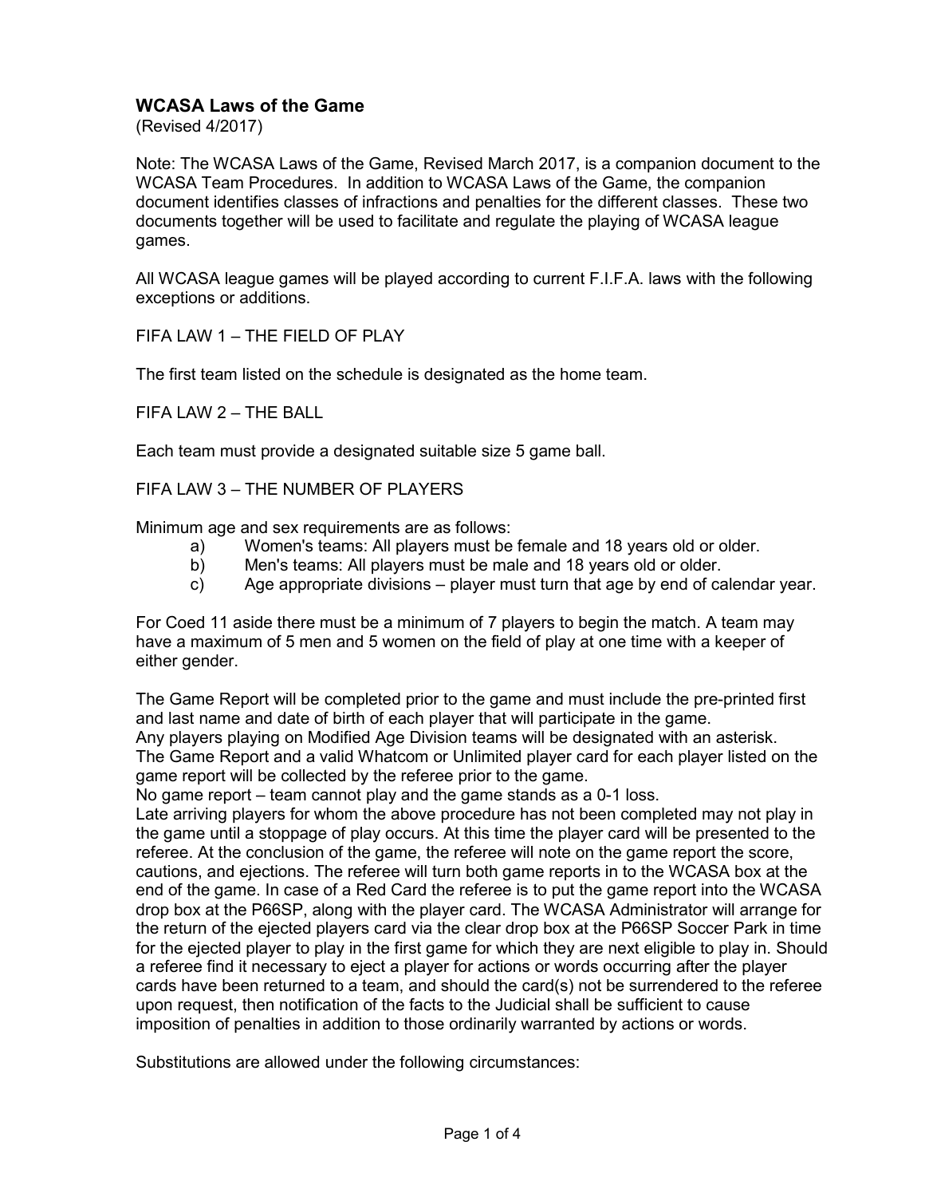## WCASA Laws of the Game

(Revised 4/2017)

Note: The WCASA Laws of the Game, Revised March 2017, is a companion document to the WCASA Team Procedures. In addition to WCASA Laws of the Game, the companion document identifies classes of infractions and penalties for the different classes. These two documents together will be used to facilitate and regulate the playing of WCASA league games.

All WCASA league games will be played according to current F.I.F.A. laws with the following exceptions or additions.

### FIFA LAW 1 – THE FIELD OF PLAY

The first team listed on the schedule is designated as the home team.

### FIFA LAW 2 – THE BALL

Each team must provide a designated suitable size 5 game ball.

### FIFA LAW 3 – THE NUMBER OF PLAYERS

Minimum age and sex requirements are as follows:

- a) Women's teams: All players must be female and 18 years old or older.
- b) Men's teams: All players must be male and 18 years old or older.
- c) Age appropriate divisions – player must turn that age by end of calendar year.

For Coed 11 aside there must be a minimum of 7 players to begin the match. A team may have a maximum of 5 men and 5 women on the field of play at one time with a keeper of either gender.

The Game Report will be completed prior to the game and must include the pre-printed first and last name and date of birth of each player that will participate in the game.
Any players playing on Modified Age Division teams will be designated with an asterisk.
The Game Report and a valid Whatcom or Unlimited player card for each player listed on the game report will be collected by the referee prior to the game.
No game report – team cannot play and the game stands as a 0-1 loss.
Late arriving players for whom the above procedure has not been completed may not play in the game until a stoppage of play occurs. At this time the player card will be presented to the referee. At the conclusion of the game, the referee will note on the game report the score, cautions, and ejections. The referee will turn both game reports in to the WCASA box at the end of the game. In case of a Red Card the referee is to put the game report into the WCASA drop box at the P66SP, along with the player card. The WCASA Administrator will arrange for the return of the ejected players card via the clear drop box at the P66SP Soccer Park in time for the ejected player to play in the first game for which they are next eligible to play in. Should a referee find it necessary to eject a player for actions or words occurring after the player cards have been returned to a team, and should the card(s) not be surrendered to the referee upon request, then notification of the facts to the Judicial shall be sufficient to cause imposition of penalties in addition to those ordinarily warranted by actions or words.

Substitutions are allowed under the following circumstances: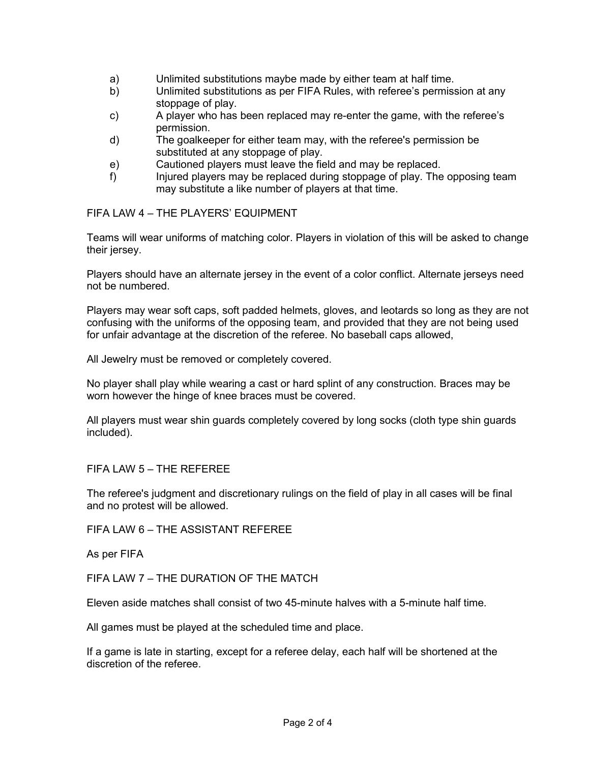a) Unlimited substitutions maybe made by either team at half time.
b) Unlimited substitutions as per FIFA Rules, with referee's permission at any stoppage of play.
c) A player who has been replaced may re-enter the game, with the referee's permission.
d) The goalkeeper for either team may, with the referee's permission be substituted at any stoppage of play.
e) Cautioned players must leave the field and may be replaced.
f) Injured players may be replaced during stoppage of play. The opposing team may substitute a like number of players at that time.

## FIFA LAW 4 – THE PLAYERS' EQUIPMENT

Teams will wear uniforms of matching color. Players in violation of this will be asked to change their jersey.

Players should have an alternate jersey in the event of a color conflict. Alternate jerseys need not be numbered.

Players may wear soft caps, soft padded helmets, gloves, and leotards so long as they are not confusing with the uniforms of the opposing team, and provided that they are not being used for unfair advantage at the discretion of the referee. No baseball caps allowed,

All Jewelry must be removed or completely covered.

No player shall play while wearing a cast or hard splint of any construction. Braces may be worn however the hinge of knee braces must be covered.

All players must wear shin guards completely covered by long socks (cloth type shin guards included).

## FIFA LAW 5 – THE REFEREE

The referee's judgment and discretionary rulings on the field of play in all cases will be final and no protest will be allowed.

## FIFA LAW 6 – THE ASSISTANT REFEREE

As per FIFA

## FIFA LAW 7 – THE DURATION OF THE MATCH

Eleven aside matches shall consist of two 45-minute halves with a 5-minute half time.

All games must be played at the scheduled time and place.

If a game is late in starting, except for a referee delay, each half will be shortened at the discretion of the referee.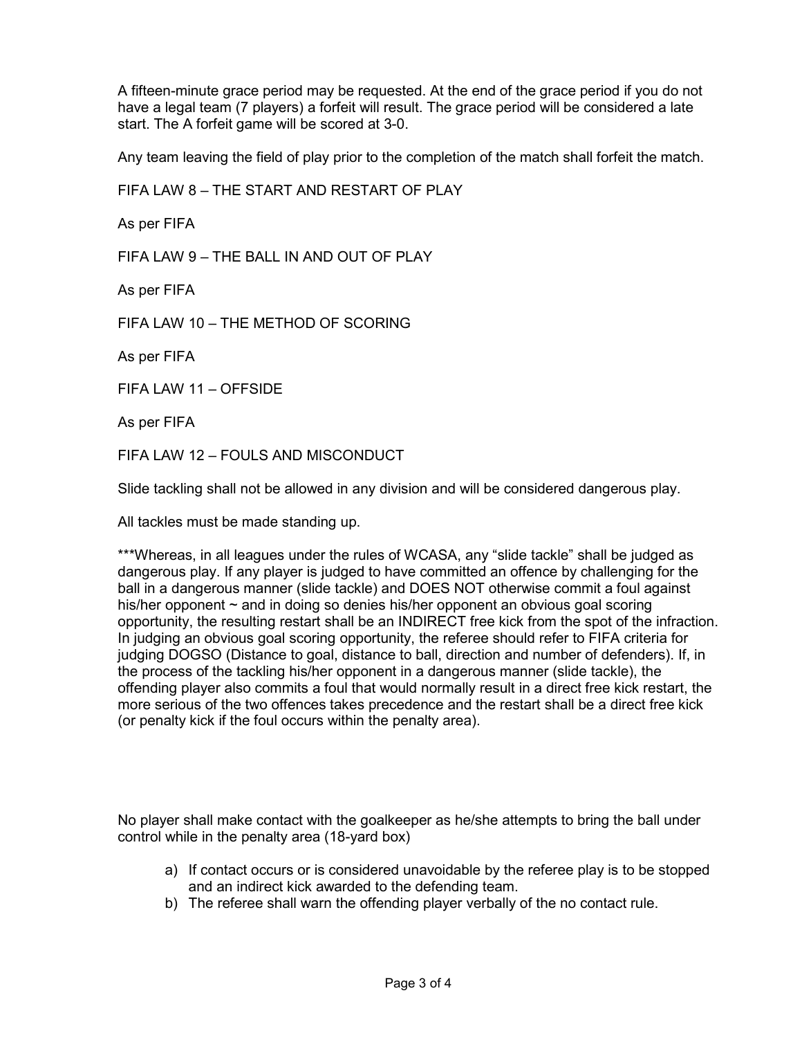A fifteen-minute grace period may be requested. At the end of the grace period if you do not have a legal team (7 players) a forfeit will result. The grace period will be considered a late start. The A forfeit game will be scored at 3-0.

Any team leaving the field of play prior to the completion of the match shall forfeit the match.

## FIFA LAW 8 – THE START AND RESTART OF PLAY

As per FIFA

## FIFA LAW 9 – THE BALL IN AND OUT OF PLAY

As per FIFA

## FIFA LAW 10 – THE METHOD OF SCORING

As per FIFA

## FIFA LAW 11 – OFFSIDE

As per FIFA

## FIFA LAW 12 – FOULS AND MISCONDUCT

Slide tackling shall not be allowed in any division and will be considered dangerous play.

All tackles must be made standing up.

***Whereas, in all leagues under the rules of WCASA, any "slide tackle" shall be judged as dangerous play. If any player is judged to have committed an offence by challenging for the ball in a dangerous manner (slide tackle) and DOES NOT otherwise commit a foul against his/her opponent ~ and in doing so denies his/her opponent an obvious goal scoring opportunity, the resulting restart shall be an INDIRECT free kick from the spot of the infraction. In judging an obvious goal scoring opportunity, the referee should refer to FIFA criteria for judging DOGSO (Distance to goal, distance to ball, direction and number of defenders). If, in the process of the tackling his/her opponent in a dangerous manner (slide tackle), the offending player also commits a foul that would normally result in a direct free kick restart, the more serious of the two offences takes precedence and the restart shall be a direct free kick (or penalty kick if the foul occurs within the penalty area).

No player shall make contact with the goalkeeper as he/she attempts to bring the ball under control while in the penalty area (18-yard box)

a) If contact occurs or is considered unavoidable by the referee play is to be stopped and an indirect kick awarded to the defending team.
b) The referee shall warn the offending player verbally of the no contact rule.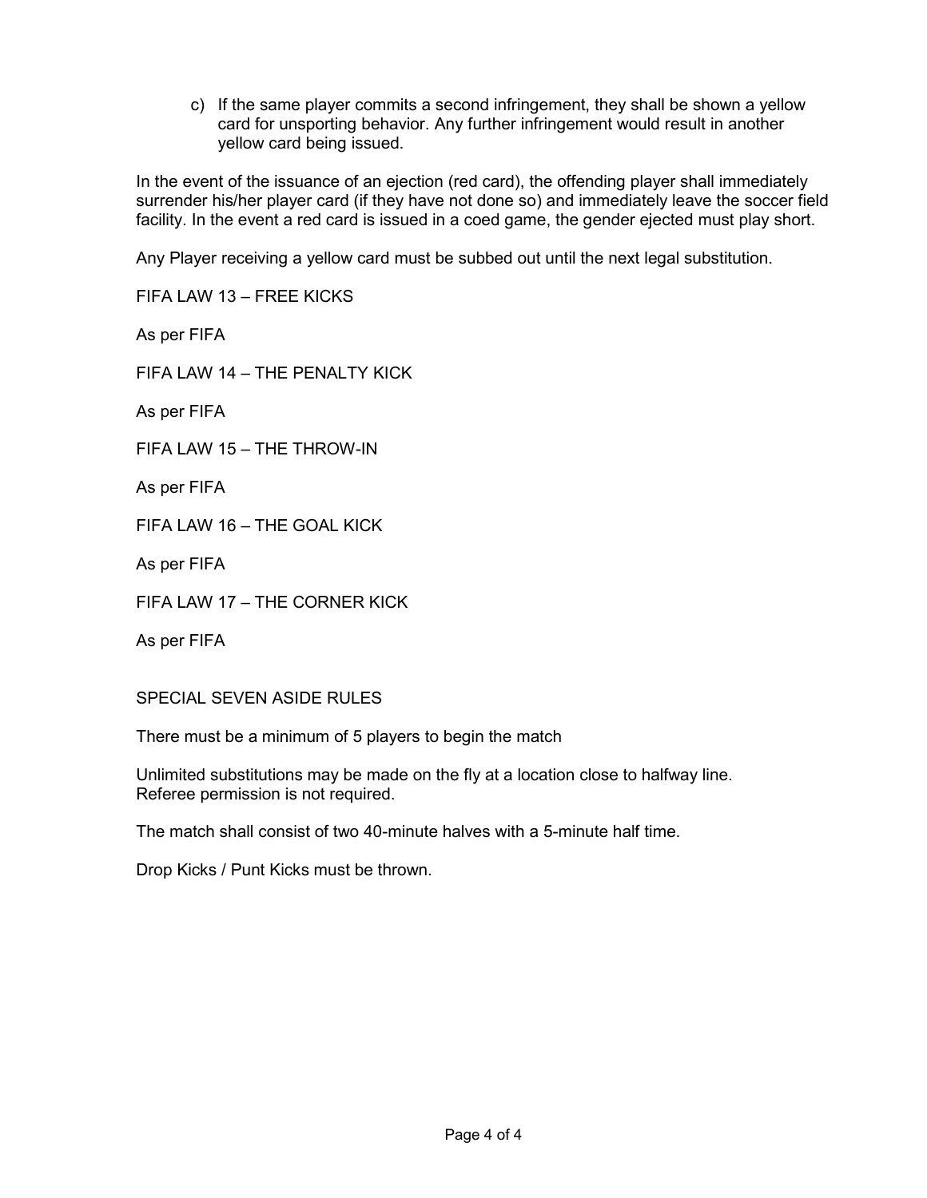c) If the same player commits a second infringement, they shall be shown a yellow card for unsporting behavior. Any further infringement would result in another yellow card being issued.

In the event of the issuance of an ejection (red card), the offending player shall immediately surrender his/her player card (if they have not done so) and immediately leave the soccer field facility. In the event a red card is issued in a coed game, the gender ejected must play short.

Any Player receiving a yellow card must be subbed out until the next legal substitution.

## FIFA LAW 13 – FREE KICKS

As per FIFA

## FIFA LAW 14 – THE PENALTY KICK

As per FIFA

## FIFA LAW 15 – THE THROW-IN

As per FIFA

## FIFA LAW 16 – THE GOAL KICK

As per FIFA

## FIFA LAW 17 – THE CORNER KICK

As per FIFA

## SPECIAL SEVEN ASIDE RULES

There must be a minimum of 5 players to begin the match

Unlimited substitutions may be made on the fly at a location close to halfway line.
Referee permission is not required.

The match shall consist of two 40-minute halves with a 5-minute half time.

Drop Kicks / Punt Kicks must be thrown.